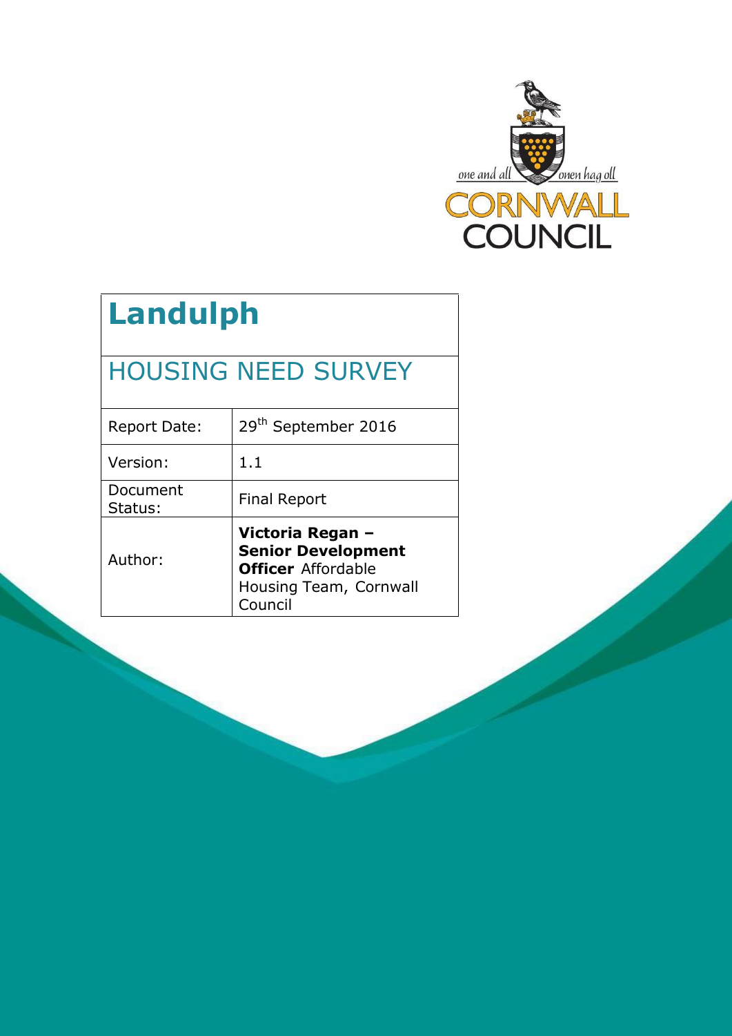one and all — onen hag oll

CORNWALL COUNCIL

# Landulph

## HOUSING NEED SURVEY

| | |
|---|---|
| Report Date: | 29th September 2016 |
| Version: | 1.1 |
| Document Status: | Final Report |
| Author: | **Victoria Regan – Senior Development Officer** Affordable Housing Team, Cornwall Council |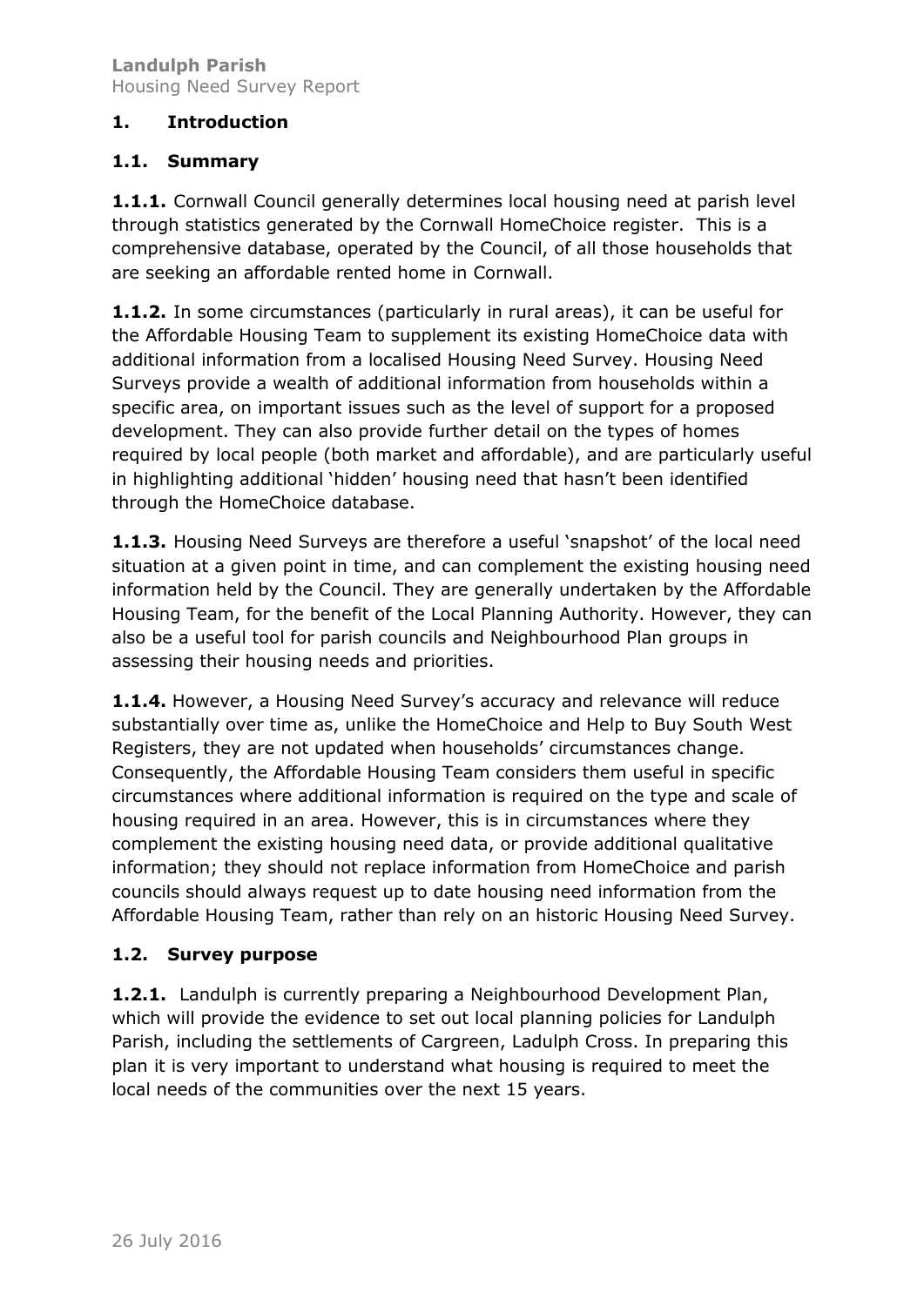## 1. Introduction

### 1.1. Summary

**1.1.1.** Cornwall Council generally determines local housing need at parish level through statistics generated by the Cornwall HomeChoice register. This is a comprehensive database, operated by the Council, of all those households that are seeking an affordable rented home in Cornwall.

**1.1.2.** In some circumstances (particularly in rural areas), it can be useful for the Affordable Housing Team to supplement its existing HomeChoice data with additional information from a localised Housing Need Survey. Housing Need Surveys provide a wealth of additional information from households within a specific area, on important issues such as the level of support for a proposed development. They can also provide further detail on the types of homes required by local people (both market and affordable), and are particularly useful in highlighting additional 'hidden' housing need that hasn't been identified through the HomeChoice database.

**1.1.3.** Housing Need Surveys are therefore a useful 'snapshot' of the local need situation at a given point in time, and can complement the existing housing need information held by the Council. They are generally undertaken by the Affordable Housing Team, for the benefit of the Local Planning Authority. However, they can also be a useful tool for parish councils and Neighbourhood Plan groups in assessing their housing needs and priorities.

**1.1.4.** However, a Housing Need Survey's accuracy and relevance will reduce substantially over time as, unlike the HomeChoice and Help to Buy South West Registers, they are not updated when households' circumstances change. Consequently, the Affordable Housing Team considers them useful in specific circumstances where additional information is required on the type and scale of housing required in an area. However, this is in circumstances where they complement the existing housing need data, or provide additional qualitative information; they should not replace information from HomeChoice and parish councils should always request up to date housing need information from the Affordable Housing Team, rather than rely on an historic Housing Need Survey.

### 1.2. Survey purpose

**1.2.1.** Landulph is currently preparing a Neighbourhood Development Plan, which will provide the evidence to set out local planning policies for Landulph Parish, including the settlements of Cargreen, Ladulph Cross. In preparing this plan it is very important to understand what housing is required to meet the local needs of the communities over the next 15 years.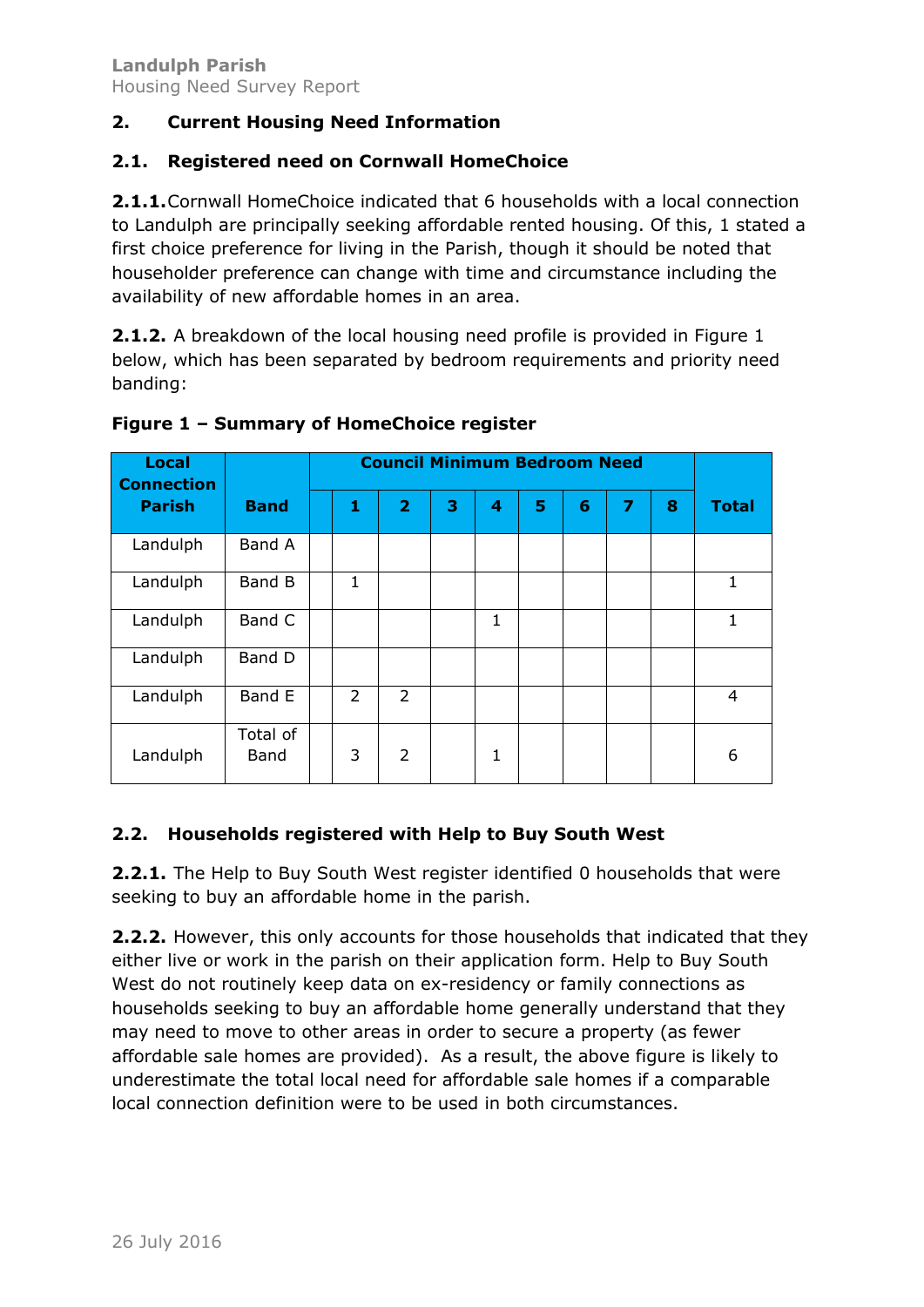## 2. Current Housing Need Information

### 2.1. Registered need on Cornwall HomeChoice

**2.1.1.** Cornwall HomeChoice indicated that 6 households with a local connection to Landulph are principally seeking affordable rented housing. Of this, 1 stated a first choice preference for living in the Parish, though it should be noted that householder preference can change with time and circumstance including the availability of new affordable homes in an area.

**2.1.2.** A breakdown of the local housing need profile is provided in Figure 1 below, which has been separated by bedroom requirements and priority need banding:

**Figure 1 – Summary of HomeChoice register**

| Local Connection Parish | Band | Council Minimum Bedroom Need | | | | | | | | | Total |
|---|---|---|---|---|---|---|---|---|---|---|---|
| | | | 1 | 2 | 3 | 4 | 5 | 6 | 7 | 8 | |
| Landulph | Band A | | | | | | | | | | |
| Landulph | Band B | | 1 | | | | | | | | 1 |
| Landulph | Band C | | | | | 1 | | | | | 1 |
| Landulph | Band D | | | | | | | | | | |
| Landulph | Band E | | 2 | 2 | | | | | | | 4 |
| Landulph | Total of Band | | 3 | 2 | | 1 | | | | | 6 |

### 2.2. Households registered with Help to Buy South West

**2.2.1.** The Help to Buy South West register identified 0 households that were seeking to buy an affordable home in the parish.

**2.2.2.** However, this only accounts for those households that indicated that they either live or work in the parish on their application form. Help to Buy South West do not routinely keep data on ex-residency or family connections as households seeking to buy an affordable home generally understand that they may need to move to other areas in order to secure a property (as fewer affordable sale homes are provided). As a result, the above figure is likely to underestimate the total local need for affordable sale homes if a comparable local connection definition were to be used in both circumstances.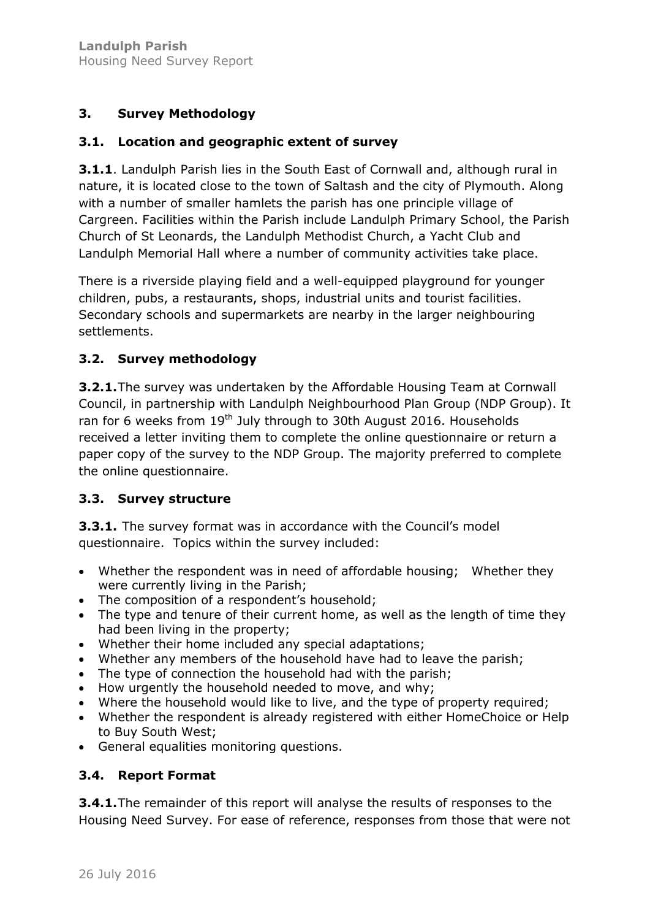## 3. Survey Methodology

### 3.1. Location and geographic extent of survey

**3.1.1**. Landulph Parish lies in the South East of Cornwall and, although rural in nature, it is located close to the town of Saltash and the city of Plymouth. Along with a number of smaller hamlets the parish has one principle village of Cargreen. Facilities within the Parish include Landulph Primary School, the Parish Church of St Leonards, the Landulph Methodist Church, a Yacht Club and Landulph Memorial Hall where a number of community activities take place.

There is a riverside playing field and a well-equipped playground for younger children, pubs, a restaurants, shops, industrial units and tourist facilities. Secondary schools and supermarkets are nearby in the larger neighbouring settlements.

### 3.2. Survey methodology

**3.2.1.** The survey was undertaken by the Affordable Housing Team at Cornwall Council, in partnership with Landulph Neighbourhood Plan Group (NDP Group). It ran for 6 weeks from 19th July through to 30th August 2016. Households received a letter inviting them to complete the online questionnaire or return a paper copy of the survey to the NDP Group. The majority preferred to complete the online questionnaire.

### 3.3. Survey structure

**3.3.1.** The survey format was in accordance with the Council's model questionnaire. Topics within the survey included:

- Whether the respondent was in need of affordable housing; Whether they were currently living in the Parish;
- The composition of a respondent's household;
- The type and tenure of their current home, as well as the length of time they had been living in the property;
- Whether their home included any special adaptations;
- Whether any members of the household have had to leave the parish;
- The type of connection the household had with the parish;
- How urgently the household needed to move, and why;
- Where the household would like to live, and the type of property required;
- Whether the respondent is already registered with either HomeChoice or Help to Buy South West;
- General equalities monitoring questions.

### 3.4. Report Format

**3.4.1.** The remainder of this report will analyse the results of responses to the Housing Need Survey. For ease of reference, responses from those that were not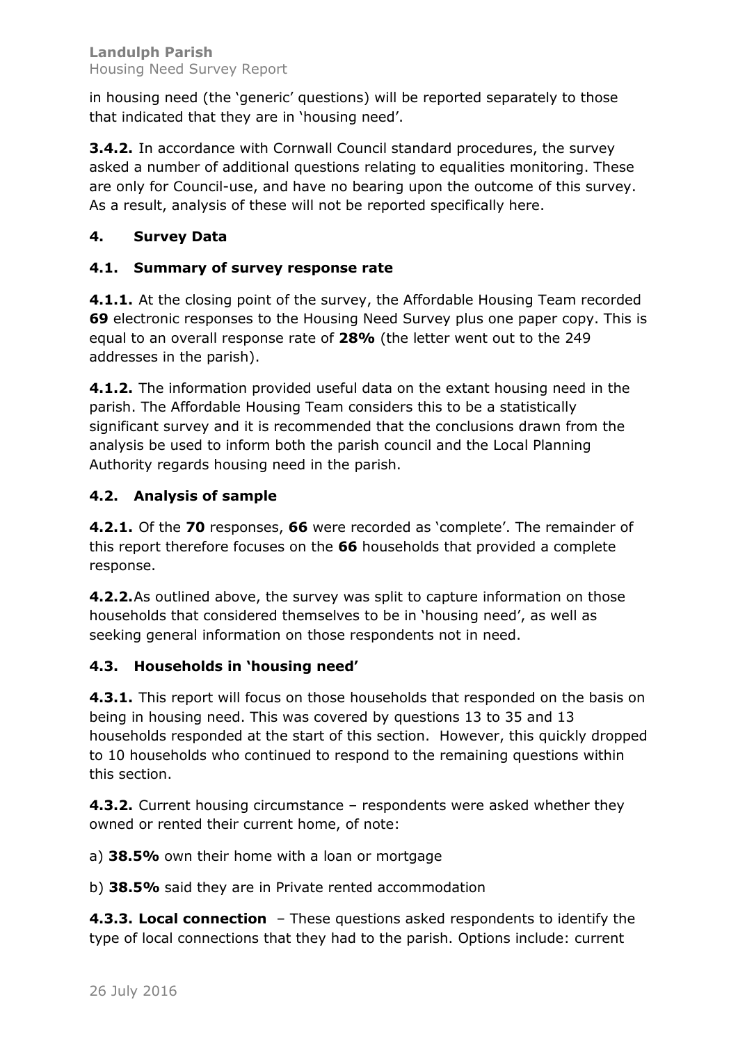in housing need (the 'generic' questions) will be reported separately to those that indicated that they are in 'housing need'.

**3.4.2.** In accordance with Cornwall Council standard procedures, the survey asked a number of additional questions relating to equalities monitoring. These are only for Council-use, and have no bearing upon the outcome of this survey. As a result, analysis of these will not be reported specifically here.

## 4. Survey Data

### 4.1. Summary of survey response rate

**4.1.1.** At the closing point of the survey, the Affordable Housing Team recorded **69** electronic responses to the Housing Need Survey plus one paper copy. This is equal to an overall response rate of **28%** (the letter went out to the 249 addresses in the parish).

**4.1.2.** The information provided useful data on the extant housing need in the parish. The Affordable Housing Team considers this to be a statistically significant survey and it is recommended that the conclusions drawn from the analysis be used to inform both the parish council and the Local Planning Authority regards housing need in the parish.

### 4.2. Analysis of sample

**4.2.1.** Of the **70** responses, **66** were recorded as 'complete'. The remainder of this report therefore focuses on the **66** households that provided a complete response.

**4.2.2.** As outlined above, the survey was split to capture information on those households that considered themselves to be in 'housing need', as well as seeking general information on those respondents not in need.

### 4.3. Households in 'housing need'

**4.3.1.** This report will focus on those households that responded on the basis on being in housing need. This was covered by questions 13 to 35 and 13 households responded at the start of this section. However, this quickly dropped to 10 households who continued to respond to the remaining questions within this section.

**4.3.2.** Current housing circumstance – respondents were asked whether they owned or rented their current home, of note:

a) **38.5%** own their home with a loan or mortgage

b) **38.5%** said they are in Private rented accommodation

**4.3.3. Local connection** – These questions asked respondents to identify the type of local connections that they had to the parish. Options include: current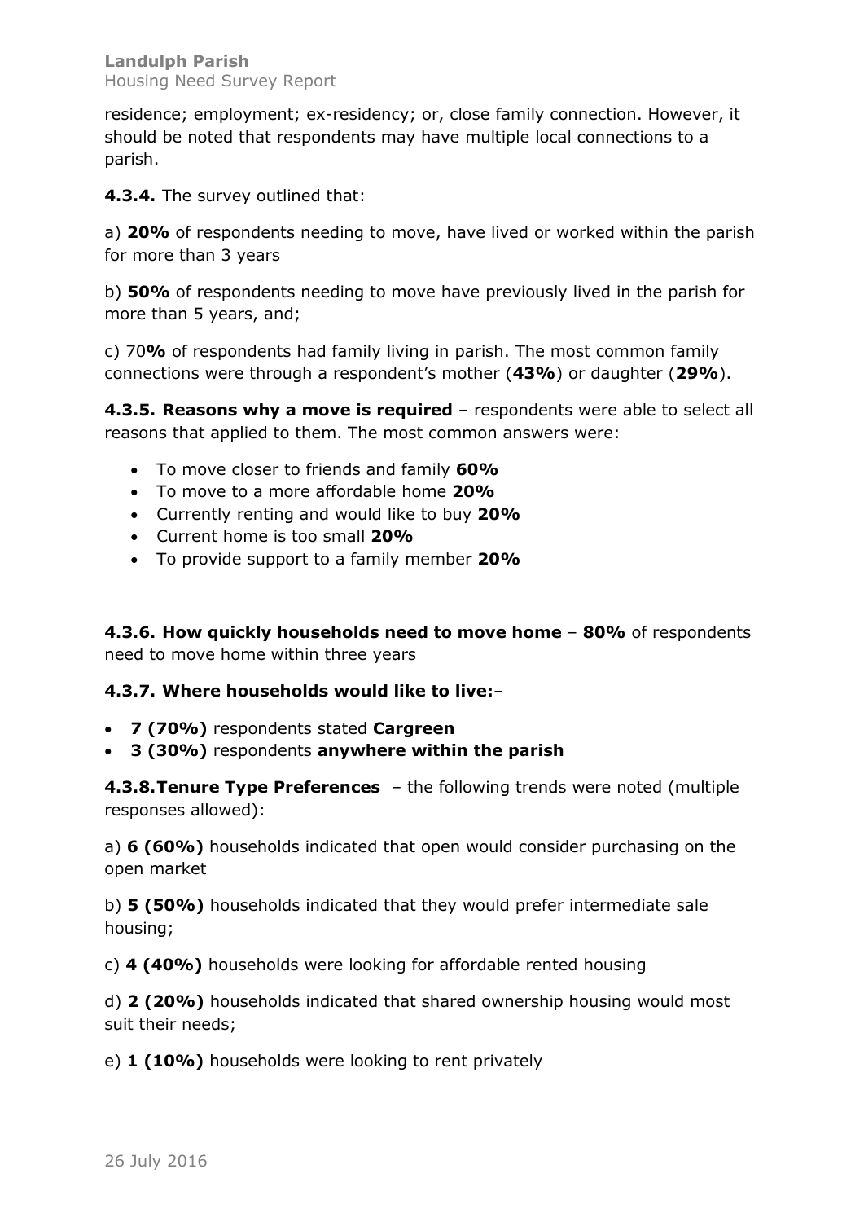residence; employment; ex-residency; or, close family connection. However, it should be noted that respondents may have multiple local connections to a parish.

**4.3.4.** The survey outlined that:

a) **20%** of respondents needing to move, have lived or worked within the parish for more than 3 years

b) **50%** of respondents needing to move have previously lived in the parish for more than 5 years, and;

c) 70**%** of respondents had family living in parish. The most common family connections were through a respondent's mother (**43%**) or daughter (**29%**).

**4.3.5. Reasons why a move is required** – respondents were able to select all reasons that applied to them. The most common answers were:

- To move closer to friends and family **60%**
- To move to a more affordable home **20%**
- Currently renting and would like to buy **20%**
- Current home is too small **20%**
- To provide support to a family member **20%**

**4.3.6. How quickly households need to move home** – **80%** of respondents need to move home within three years

**4.3.7. Where households would like to live:**–

- **7 (70%)** respondents stated **Cargreen**
- **3 (30%)** respondents **anywhere within the parish**

**4.3.8. Tenure Type Preferences** – the following trends were noted (multiple responses allowed):

a) **6 (60%)** households indicated that open would consider purchasing on the open market

b) **5 (50%)** households indicated that they would prefer intermediate sale housing;

c) **4 (40%)** households were looking for affordable rented housing

d) **2 (20%)** households indicated that shared ownership housing would most suit their needs;

e) **1 (10%)** households were looking to rent privately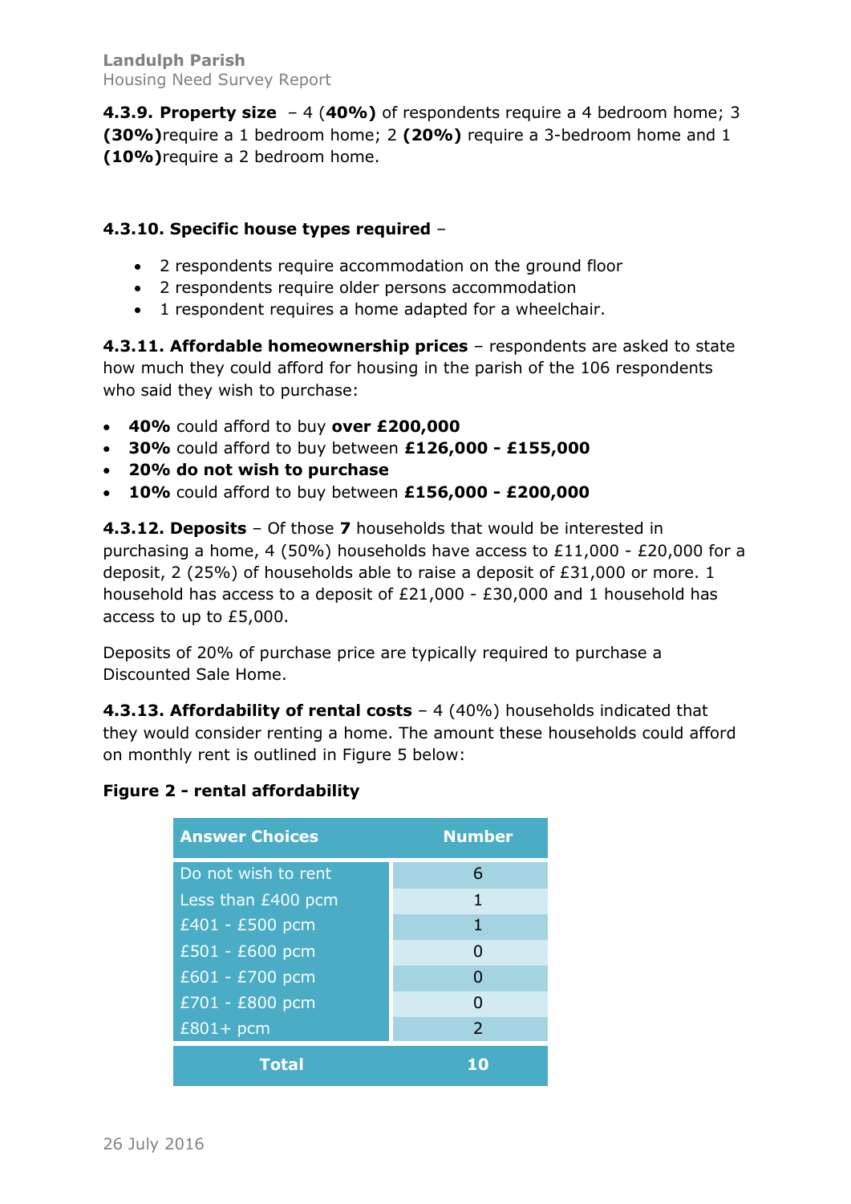**4.3.9. Property size** – 4 (**40%**) of respondents require a 4 bedroom home; 3 **(30%)**require a 1 bedroom home; 2 **(20%)** require a 3-bedroom home and 1 **(10%)**require a 2 bedroom home.

**4.3.10. Specific house types required** –

- 2 respondents require accommodation on the ground floor
- 2 respondents require older persons accommodation
- 1 respondent requires a home adapted for a wheelchair.

**4.3.11. Affordable homeownership prices** – respondents are asked to state how much they could afford for housing in the parish of the 106 respondents who said they wish to purchase:

- **40%** could afford to buy **over £200,000**
- **30%** could afford to buy between **£126,000 - £155,000**
- **20% do not wish to purchase**
- **10%** could afford to buy between **£156,000 - £200,000**

**4.3.12. Deposits** – Of those **7** households that would be interested in purchasing a home, 4 (50%) households have access to £11,000 - £20,000 for a deposit, 2 (25%) of households able to raise a deposit of £31,000 or more. 1 household has access to a deposit of £21,000 - £30,000 and 1 household has access to up to £5,000.

Deposits of 20% of purchase price are typically required to purchase a Discounted Sale Home.

**4.3.13. Affordability of rental costs** – 4 (40%) households indicated that they would consider renting a home. The amount these households could afford on monthly rent is outlined in Figure 5 below:

**Figure 2 - rental affordability**

| Answer Choices | Number |
|---|---|
| Do not wish to rent | 6 |
| Less than £400 pcm | 1 |
| £401 - £500 pcm | 1 |
| £501 - £600 pcm | 0 |
| £601 - £700 pcm | 0 |
| £701 - £800 pcm | 0 |
| £801+ pcm | 2 |
| **Total** | **10** |

26 July 2016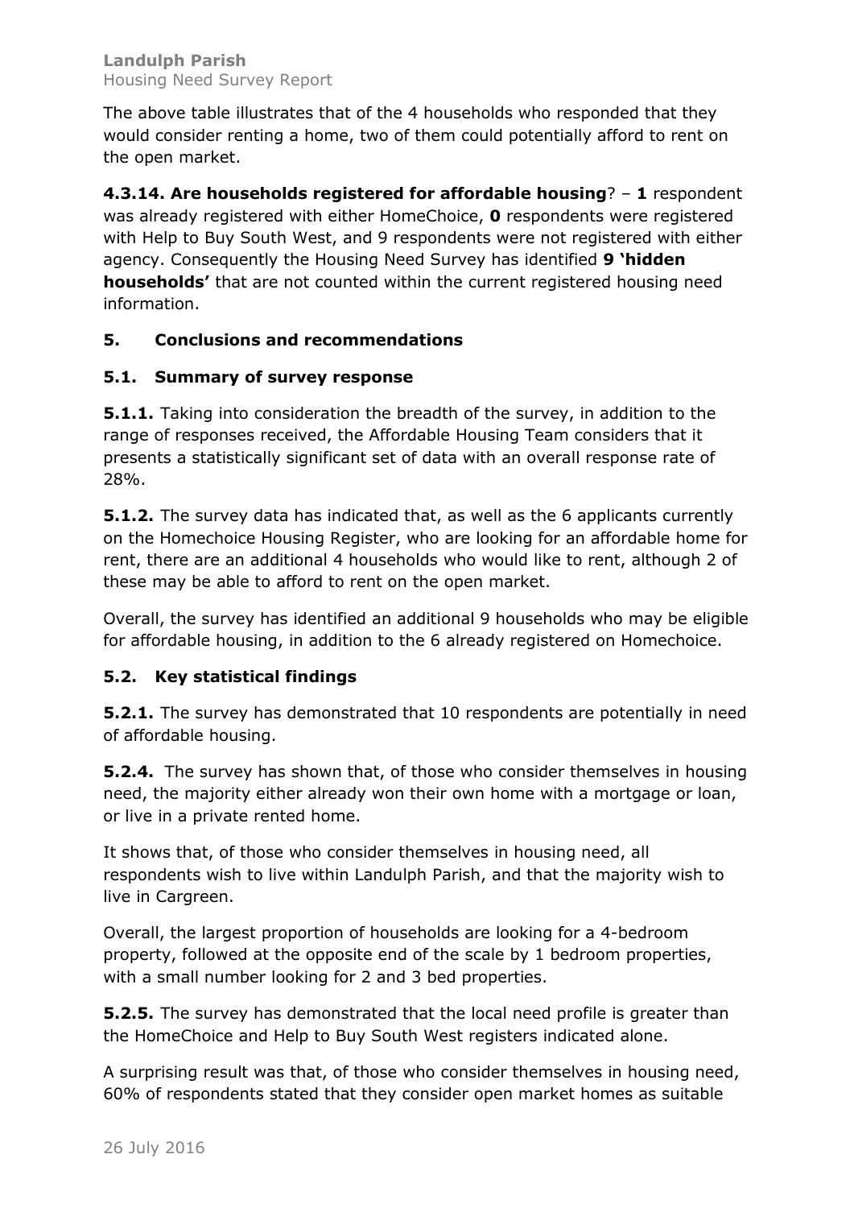The above table illustrates that of the 4 households who responded that they would consider renting a home, two of them could potentially afford to rent on the open market.

**4.3.14. Are households registered for affordable housing**? – **1** respondent was already registered with either HomeChoice, **0** respondents were registered with Help to Buy South West, and 9 respondents were not registered with either agency. Consequently the Housing Need Survey has identified **9 'hidden households'** that are not counted within the current registered housing need information.

## 5. Conclusions and recommendations

### 5.1. Summary of survey response

**5.1.1.** Taking into consideration the breadth of the survey, in addition to the range of responses received, the Affordable Housing Team considers that it presents a statistically significant set of data with an overall response rate of 28%.

**5.1.2.** The survey data has indicated that, as well as the 6 applicants currently on the Homechoice Housing Register, who are looking for an affordable home for rent, there are an additional 4 households who would like to rent, although 2 of these may be able to afford to rent on the open market.

Overall, the survey has identified an additional 9 households who may be eligible for affordable housing, in addition to the 6 already registered on Homechoice.

### 5.2. Key statistical findings

**5.2.1.** The survey has demonstrated that 10 respondents are potentially in need of affordable housing.

**5.2.4.** The survey has shown that, of those who consider themselves in housing need, the majority either already won their own home with a mortgage or loan, or live in a private rented home.

It shows that, of those who consider themselves in housing need, all respondents wish to live within Landulph Parish, and that the majority wish to live in Cargreen.

Overall, the largest proportion of households are looking for a 4-bedroom property, followed at the opposite end of the scale by 1 bedroom properties, with a small number looking for 2 and 3 bed properties.

**5.2.5.** The survey has demonstrated that the local need profile is greater than the HomeChoice and Help to Buy South West registers indicated alone.

A surprising result was that, of those who consider themselves in housing need, 60% of respondents stated that they consider open market homes as suitable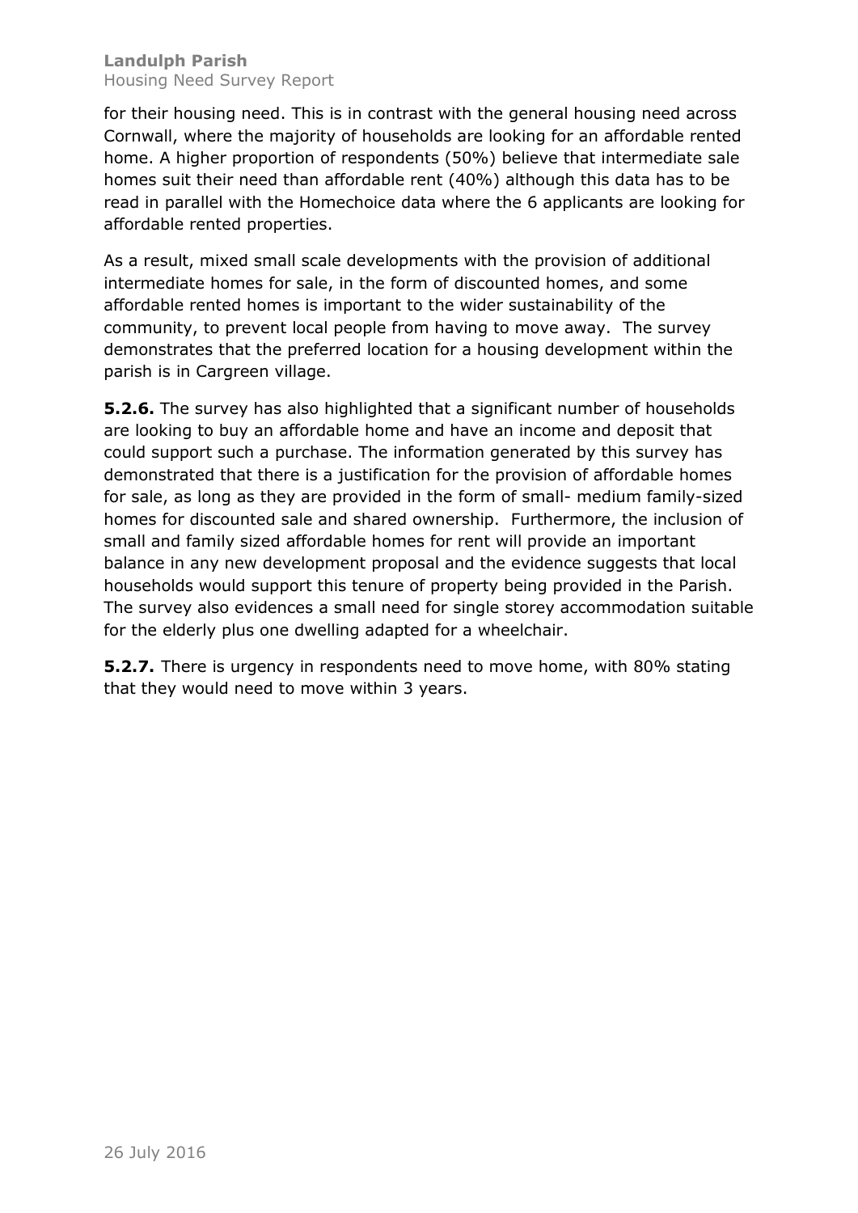for their housing need. This is in contrast with the general housing need across Cornwall, where the majority of households are looking for an affordable rented home. A higher proportion of respondents (50%) believe that intermediate sale homes suit their need than affordable rent (40%) although this data has to be read in parallel with the Homechoice data where the 6 applicants are looking for affordable rented properties.

As a result, mixed small scale developments with the provision of additional intermediate homes for sale, in the form of discounted homes, and some affordable rented homes is important to the wider sustainability of the community, to prevent local people from having to move away. The survey demonstrates that the preferred location for a housing development within the parish is in Cargreen village.

**5.2.6.** The survey has also highlighted that a significant number of households are looking to buy an affordable home and have an income and deposit that could support such a purchase. The information generated by this survey has demonstrated that there is a justification for the provision of affordable homes for sale, as long as they are provided in the form of small- medium family-sized homes for discounted sale and shared ownership. Furthermore, the inclusion of small and family sized affordable homes for rent will provide an important balance in any new development proposal and the evidence suggests that local households would support this tenure of property being provided in the Parish. The survey also evidences a small need for single storey accommodation suitable for the elderly plus one dwelling adapted for a wheelchair.

**5.2.7.** There is urgency in respondents need to move home, with 80% stating that they would need to move within 3 years.